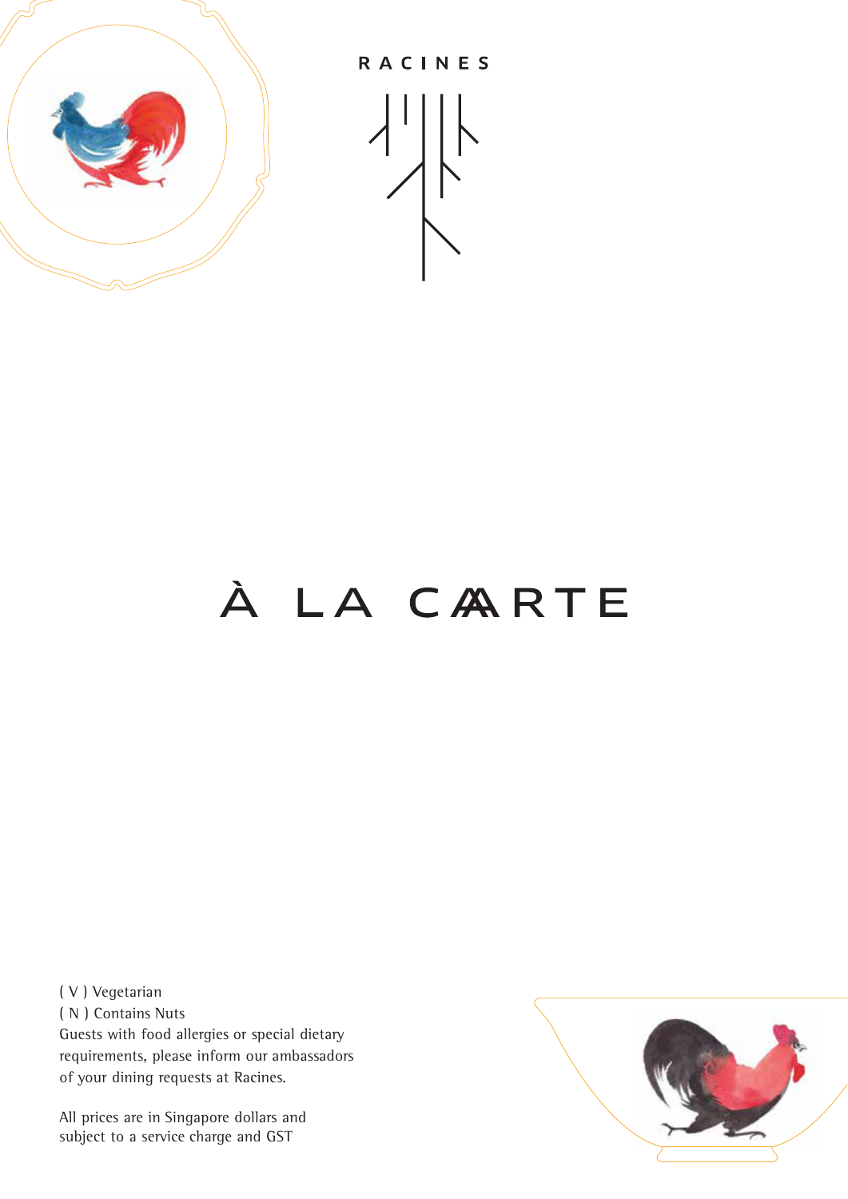RACINES

# À LA CARTE

( V ) Vegetarian
( N ) Contains Nuts
Guests with food allergies or special dietary requirements, please inform our ambassadors of your dining requests at Racines.

All prices are in Singapore dollars and subject to a service charge and GST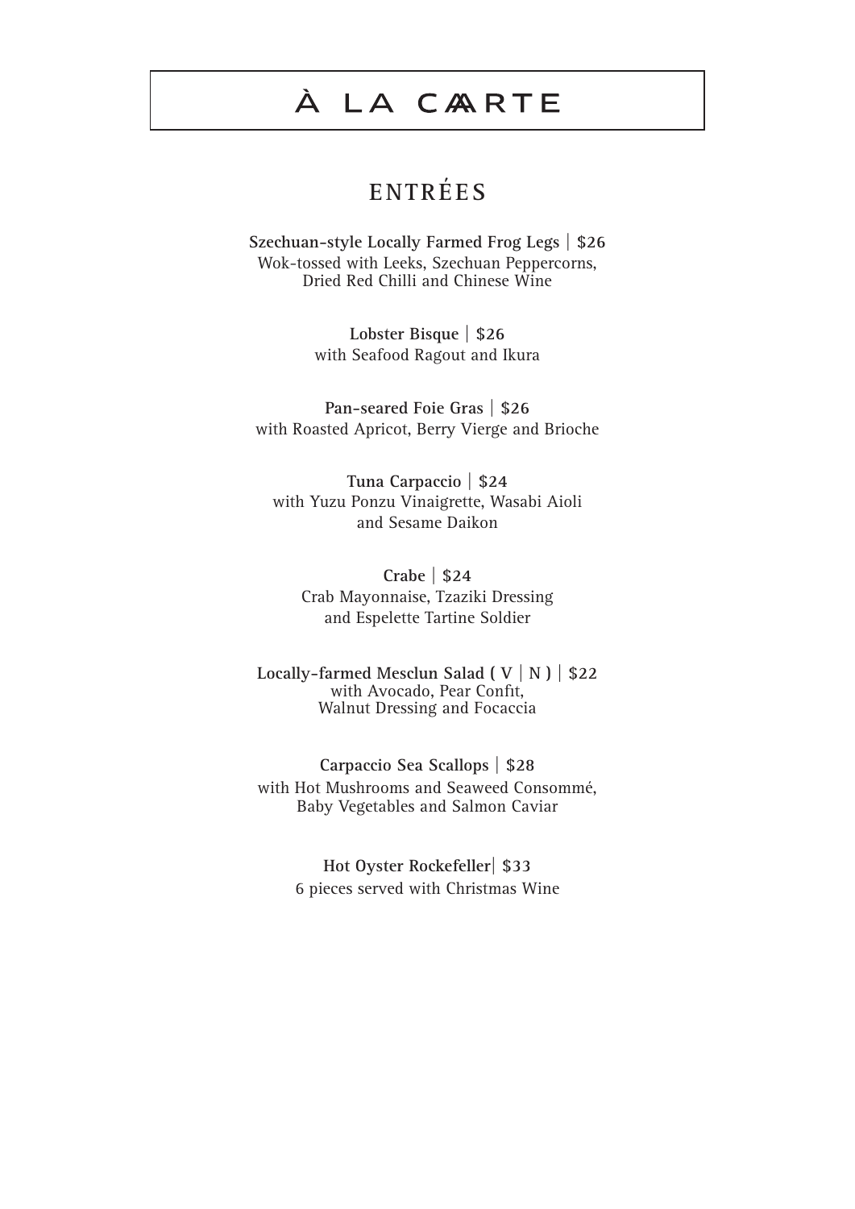# À LA CARTE

## ENTRÉES

**Szechuan-style Locally Farmed Frog Legs | $26**
Wok-tossed with Leeks, Szechuan Peppercorns, Dried Red Chilli and Chinese Wine

**Lobster Bisque | $26**
with Seafood Ragout and Ikura

**Pan-seared Foie Gras | $26**
with Roasted Apricot, Berry Vierge and Brioche

**Tuna Carpaccio | $24**
with Yuzu Ponzu Vinaigrette, Wasabi Aioli and Sesame Daikon

**Crabe | $24**
Crab Mayonnaise, Tzaziki Dressing and Espelette Tartine Soldier

**Locally-farmed Mesclun Salad ( V | N ) | $22**
with Avocado, Pear Confit, Walnut Dressing and Focaccia

**Carpaccio Sea Scallops | $28**
with Hot Mushrooms and Seaweed Consommé, Baby Vegetables and Salmon Caviar

**Hot Oyster Rockefeller| $33**
6 pieces served with Christmas Wine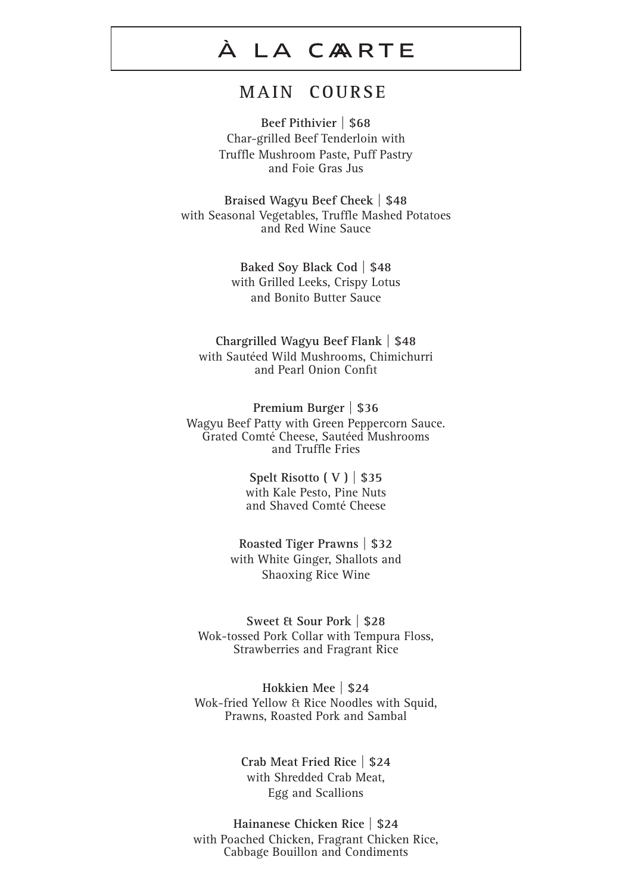# À LA CARTE

## MAIN COURSE

**Beef Pithivier | $68**
Char-grilled Beef Tenderloin with
Truffle Mushroom Paste, Puff Pastry
and Foie Gras Jus

**Braised Wagyu Beef Cheek | $48**
with Seasonal Vegetables, Truffle Mashed Potatoes
and Red Wine Sauce

**Baked Soy Black Cod | $48**
with Grilled Leeks, Crispy Lotus
and Bonito Butter Sauce

**Chargrilled Wagyu Beef Flank | $48**
with Sautéed Wild Mushrooms, Chimichurri
and Pearl Onion Confit

**Premium Burger | $36**
Wagyu Beef Patty with Green Peppercorn Sauce.
Grated Comté Cheese, Sautéed Mushrooms
and Truffle Fries

**Spelt Risotto ( V ) | $35**
with Kale Pesto, Pine Nuts
and Shaved Comté Cheese

**Roasted Tiger Prawns | $32**
with White Ginger, Shallots and
Shaoxing Rice Wine

**Sweet & Sour Pork | $28**
Wok-tossed Pork Collar with Tempura Floss,
Strawberries and Fragrant Rice

**Hokkien Mee | $24**
Wok-fried Yellow & Rice Noodles with Squid,
Prawns, Roasted Pork and Sambal

**Crab Meat Fried Rice | $24**
with Shredded Crab Meat,
Egg and Scallions

**Hainanese Chicken Rice | $24**
with Poached Chicken, Fragrant Chicken Rice,
Cabbage Bouillon and Condiments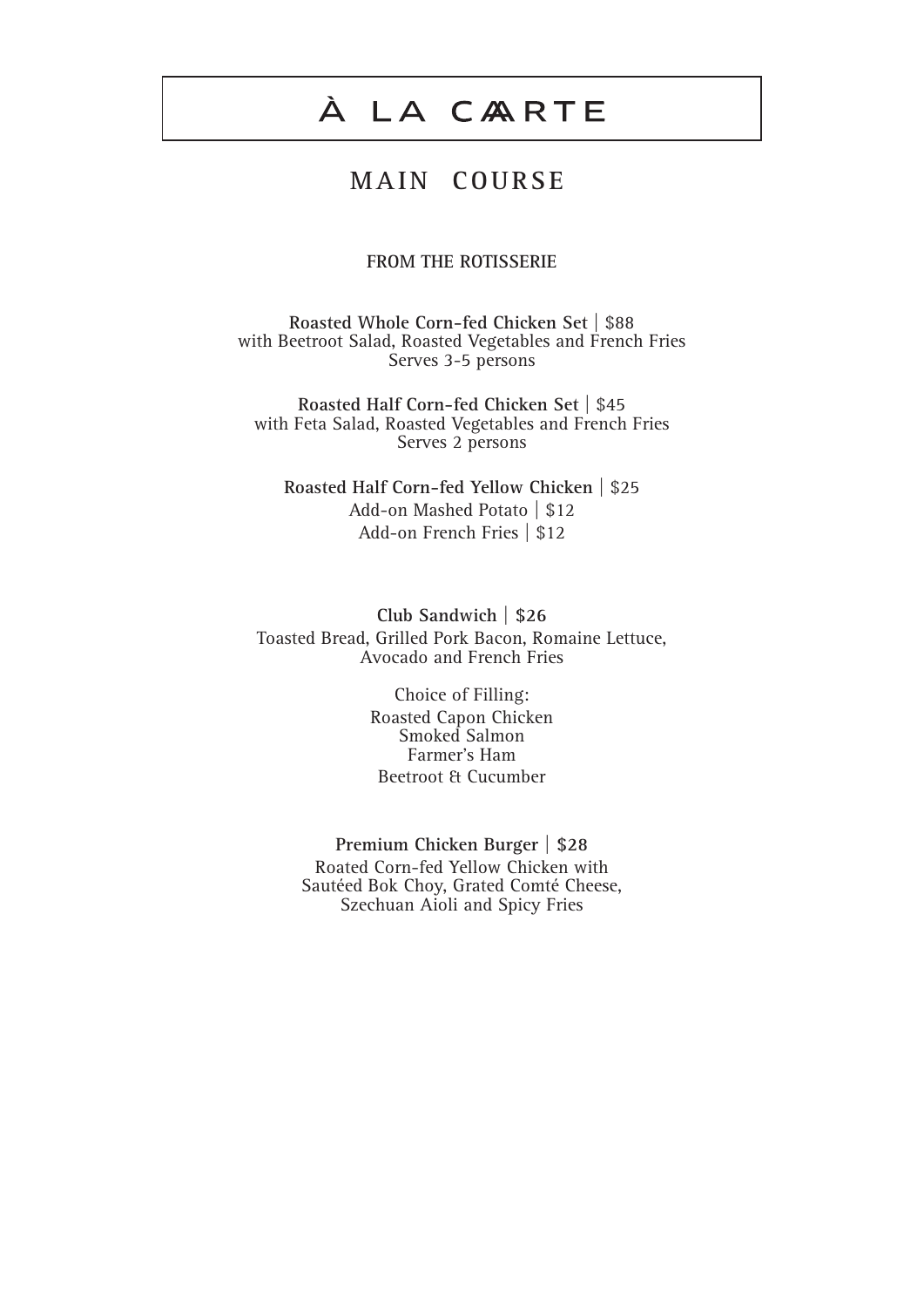# À LA CAARTE

## MAIN COURSE

### FROM THE ROTISSERIE

**Roasted Whole Corn-fed Chicken Set** | $88
with Beetroot Salad, Roasted Vegetables and French Fries
Serves 3-5 persons

**Roasted Half Corn-fed Chicken Set** | $45
with Feta Salad, Roasted Vegetables and French Fries
Serves 2 persons

**Roasted Half Corn-fed Yellow Chicken** | $25
Add-on Mashed Potato | $12
Add-on French Fries | $12

**Club Sandwich** | **$26**
Toasted Bread, Grilled Pork Bacon, Romaine Lettuce,
Avocado and French Fries

Choice of Filling:
Roasted Capon Chicken
Smoked Salmon
Farmer's Ham
Beetroot & Cucumber

**Premium Chicken Burger** | **$28**
Roated Corn-fed Yellow Chicken with
Sautéed Bok Choy, Grated Comté Cheese,
Szechuan Aioli and Spicy Fries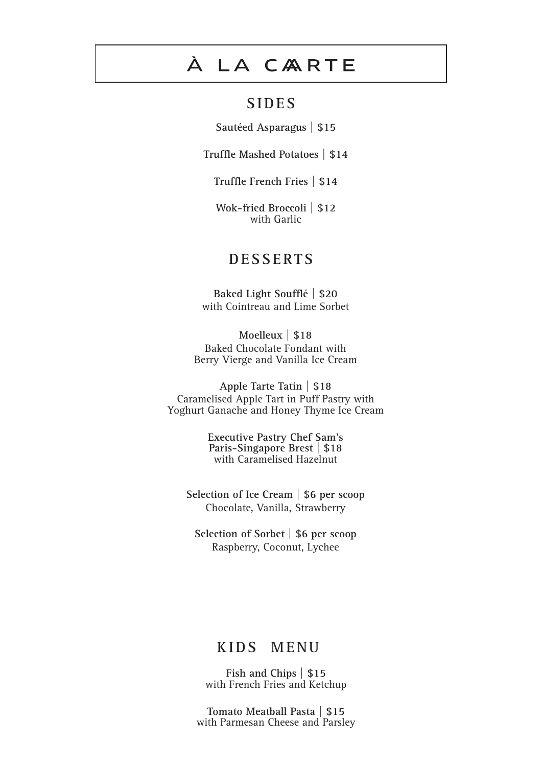# À LA CARTE

## SIDES

**Sautéed Asparagus | $15**

**Truffle Mashed Potatoes | $14**

**Truffle French Fries | $14**

**Wok-fried Broccoli | $12**
with Garlic

## DESSERTS

**Baked Light Soufflé | $20**
with Cointreau and Lime Sorbet

**Moelleux | $18**
Baked Chocolate Fondant with
Berry Vierge and Vanilla Ice Cream

**Apple Tarte Tatin | $18**
Caramelised Apple Tart in Puff Pastry with
Yoghurt Ganache and Honey Thyme Ice Cream

**Executive Pastry Chef Sam's**
**Paris-Singapore Brest | $18**
with Caramelised Hazelnut

**Selection of Ice Cream | $6 per scoop**
Chocolate, Vanilla, Strawberry

**Selection of Sorbet | $6 per scoop**
Raspberry, Coconut, Lychee

## KIDS MENU

**Fish and Chips | $15**
with French Fries and Ketchup

**Tomato Meatball Pasta | $15**
with Parmesan Cheese and Parsley